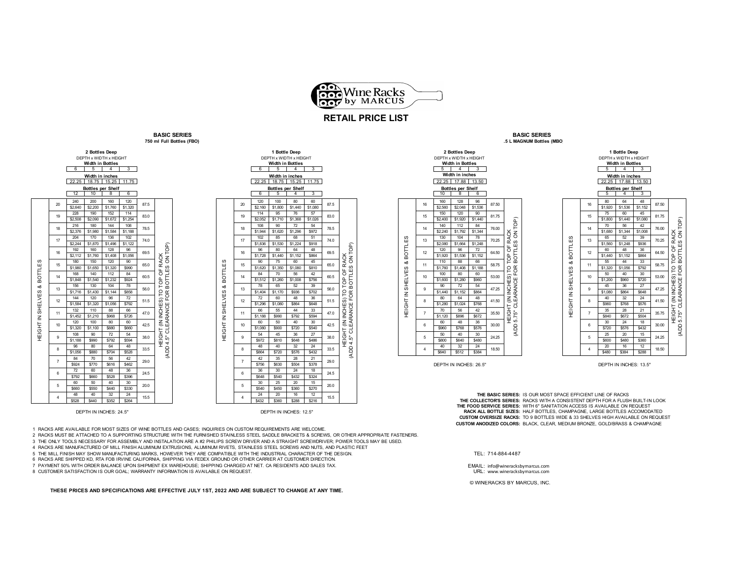# Wine Racks by MARCUS

## RETAIL PRICE LIST

### BASIC SERIES
**750 ml Full Bottles (FBO)**

#### 2 Bottles Deep

DEPTH x WIDTH x HEIGHT

| Height in Shelves & Bottles | Width in Bottles: 6 | 5 | 4 | 3 | Height (in inches) to top of rack (add 4.5" clearance for bottles on top) |
|---|---|---|---|---|---|
| Width in inches | 22.25 | 18.75 | 15.25 | 11.75 | |
| Bottles per Shelf | 12 | 10 | 8 | 6 | |
| 20 | 240 / $2,640 | 200 / $2,200 | 160 / $1,760 | 120 / $1,320 | 87.5 |
| 19 | 228 / $2,508 | 190 / $2,090 | 152 / $1,672 | 114 / $1,254 | 83.0 |
| 18 | 216 / $2,376 | 180 / $1,980 | 144 / $1,584 | 108 / $1,188 | 78.5 |
| 17 | 204 / $2,244 | 170 / $1,870 | 136 / $1,496 | 102 / $1,122 | 74.0 |
| 16 | 192 / $2,112 | 160 / $1,760 | 128 / $1,408 | 96 / $1,056 | 69.5 |
| 15 | 180 / $1,980 | 150 / $1,650 | 120 / $1,320 | 90 / $990 | 65.0 |
| 14 | 168 / $1,848 | 140 / $1,540 | 112 / $1,232 | 84 / $924 | 60.5 |
| 13 | 156 / $1,716 | 130 / $1,430 | 104 / $1,144 | 78 / $858 | 56.0 |
| 12 | 144 / $1,584 | 120 / $1,320 | 96 / $1,056 | 72 / $792 | 51.5 |
| 11 | 132 / $1,452 | 110 / $1,210 | 88 / $968 | 66 / $726 | 47.0 |
| 10 | 120 / $1,320 | 100 / $1,100 | 80 / $880 | 60 / $660 | 42.5 |
| 9 | 108 / $1,188 | 90 / $990 | 72 / $792 | 54 / $594 | 38.0 |
| 8 | 96 / $1,056 | 80 / $880 | 64 / $704 | 48 / $528 | 33.5 |
| 7 | 84 / $924 | 70 / $770 | 56 / $616 | 42 / $462 | 29.0 |
| 6 | 72 / $792 | 60 / $660 | 48 / $528 | 36 / $396 | 24.5 |
| 5 | 60 / $660 | 50 / $550 | 40 / $440 | 30 / $330 | 20.0 |
| 4 | 48 / $528 | 40 / $440 | 32 / $352 | 24 / $264 | 15.5 |

DEPTH IN INCHES: 24.5"

#### 1 Bottle Deep

DEPTH x WIDTH x HEIGHT

| Height in Shelves & Bottles | Width in Bottles: 6 | 5 | 4 | 3 | Height (in inches) to top of rack (add 4.5" clearance for bottles on top) |
|---|---|---|---|---|---|
| Width in inches | 22.25 | 18.75 | 15.25 | 11.75 | |
| Bottles per Shelf | 6 | 5 | 4 | 3 | |
| 20 | 120 / $2,160 | 100 / $1,800 | 80 / $1,440 | 60 / $1,080 | 87.5 |
| 19 | 114 / $2,052 | 95 / $1,710 | 76 / $1,368 | 57 / $1,026 | 83.0 |
| 18 | 108 / $1,944 | 90 / $1,620 | 72 / $1,296 | 54 / $972 | 78.5 |
| 17 | 102 / $1,836 | 85 / $1,530 | 68 / $1,224 | 51 / $918 | 74.0 |
| 16 | 96 / $1,728 | 80 / $1,440 | 64 / $1,152 | 48 / $864 | 69.5 |
| 15 | 90 / $1,620 | 75 / $1,350 | 60 / $1,080 | 45 / $810 | 65.0 |
| 14 | 84 / $1,512 | 70 / $1,260 | 56 / $1,008 | 42 / $756 | 60.5 |
| 13 | 78 / $1,404 | 65 / $1,170 | 52 / $936 | 39 / $702 | 56.0 |
| 12 | 72 / $1,296 | 60 / $1,080 | 48 / $864 | 36 / $648 | 51.5 |
| 11 | 66 / $1,188 | 55 / $990 | 44 / $792 | 33 / $594 | 47.0 |
| 10 | 60 / $1,080 | 50 / $900 | 40 / $720 | 30 / $540 | 42.5 |
| 9 | 54 / $972 | 45 / $810 | 36 / $648 | 27 / $486 | 38.0 |
| 8 | 48 / $864 | 40 / $720 | 32 / $576 | 24 / $432 | 33.5 |
| 7 | 42 / $756 | 35 / $630 | 28 / $504 | 21 / $378 | 29.0 |
| 6 | 36 / $648 | 30 / $540 | 24 / $432 | 18 / $324 | 24.5 |
| 5 | 30 / $540 | 25 / $450 | 20 / $360 | 15 / $270 | 20.0 |
| 4 | 24 / $432 | 20 / $360 | 16 / $288 | 12 / $216 | 15.5 |

DEPTH IN INCHES: 12.5"

### BASIC SERIES
**.5 L MAGNUM Bottles (MBO**

#### 2 Bottles Deep

DEPTH x WIDTH x HEIGHT

| Height in Shelves & Bottles | Width in Bottles: 5 | 4 | 3 | Height (in inches) to top of rack (add 5.75" clearance for bottles on top) |
|---|---|---|---|---|
| Width in inches | 22.25 | 17.88 | 13.50 | |
| Bottles per Shelf | 10 | 8 | 6 | |
| 16 | 160 / $2,560 | 128 / $2,048 | 96 / $1,536 | 87.50 |
| 15 | 150 / $2,400 | 120 / $1,920 | 90 / $1,440 | 81.75 |
| 14 | 140 / $2,240 | 112 / $1,792 | 84 / $1,344 | 76.00 |
| 13 | 130 / $2,080 | 104 / $1,664 | 78 / $1,248 | 70.25 |
| 12 | 120 / $1,920 | 96 / $1,536 | 72 / $1,152 | 64.50 |
| 11 | 110 / $1,760 | 88 / $1,408 | 66 / $1,188 | 58.75 |
| 10 | 100 / $1,600 | 80 / $1,280 | 60 / $960 | 53.00 |
| 9 | 90 / $1,440 | 72 / $1,152 | 54 / $864 | 47.25 |
| 8 | 80 / $1,280 | 64 / $1,024 | 48 / $768 | 41.50 |
| 7 | 70 / $1,120 | 56 / $896 | 42 / $672 | 35.50 |
| 6 | 60 / $960 | 48 / $768 | 36 / $576 | 30.00 |
| 5 | 50 / $800 | 40 / $640 | 30 / $480 | 24.25 |
| 4 | 40 / $640 | 32 / $512 | 24 / $384 | 18.50 |

DEPTH IN INCHES: 26.5"

#### 1 Bottle Deep

DEPTH x WIDTH x HEIGHT

| Height in Shelves & Bottles | Width in Bottles: 5 | 4 | 3 | Height (in inches) to top of rack (add 5.75" clearance for bottles on top) |
|---|---|---|---|---|
| Width in inches | 22.25 | 17.88 | 13.50 | |
| Bottles per Shelf | 5 | 4 | 3 | |
| 16 | 80 / $1,920 | 64 / $1,536 | 48 / $1,152 | 87.50 |
| 15 | 75 / $1,800 | 60 / $1,440 | 45 / $1,080 | 81.75 |
| 14 | 70 / $1,680 | 56 / $1,344 | 42 / $1,008 | 76.00 |
| 13 | 65 / $1,560 | 52 / $1,248 | 39 / $936 | 70.25 |
| 12 | 60 / $1,440 | 48 / $1,152 | 36 / $864 | 64.50 |
| 11 | 55 / $1,320 | 44 / $1,056 | 33 / $792 | 58.75 |
| 10 | 50 / $1,200 | 40 / $960 | 30 / $720 | 53.00 |
| 9 | 45 / $1,080 | 36 / $864 | 27 / $648 | 47.25 |
| 8 | 40 / $960 | 32 / $768 | 24 / $576 | 41.50 |
| 7 | 35 / $840 | 28 / $672 | 21 / $504 | 35.75 |
| 6 | 30 / $720 | 24 / $576 | 18 / $432 | 30.00 |
| 5 | 25 / $600 | 20 / $480 | 15 / $360 | 24.25 |
| 4 | 20 / $480 | 16 / $384 | 12 / $288 | 18.50 |

DEPTH IN INCHES: 13.5"

**THE BASIC SERIES:** IS OUR MOST SPACE EFFICIENT LINE OF RACKS
**THE COLLECTOR'S SERIES:** RACKS WITH A CONSISTENT DEPTH FOR A FLUSH BUILT-IN LOOK
**THE FOOD SERVICE SERIES:** WITH 6" SANITATION ACCESS IS AVAILABLE ON REQUEST
**RACK ALL BOTTLE SIZES:** HALF BOTTLES, CHAMPAGNE, LARGE BOTTLES ACCOMODATED
**CUSTOM OVERSIZE RACKS:** TO 9 BOTTLES WIDE & 33 SHELVES HIGH AVAILABLE ON REQUEST
**CUSTOM ANODIZED COLORS:** BLACK, CLEAR, MEDIUM BRONZE, GOLD/BRASS & CHAMPAGNE

1. RACKS ARE AVAILABLE FOR MOST SIZES OF WINE BOTTLES AND CASES; INQUIRIES ON CUSTOM REQUIREMENTS ARE WELCOME.
2. RACKS MUST BE ATTACHED TO A SUPPORTING STRUCTURE WITH THE FURNISHED STAINLESS STEEL SADDLE BRACKETS & SCREWS, OR OTHER APPROPRIATE FASTENERS.
3. THE ONLY TOOLS NECESSARY FOR ASSEMBLY AND INSTALATION ARE A #2 PHILIPS SCREW DRIVER AND A STRAIGHT SCREWDRIVER; POWER TOOLS MAY BE USED.
4. RACKS ARE MANUFACTURED OF MILL FINISH ALUMINUM EXTRUSIONS, ALUMINUM RIVETS, STAINLESS STEEL SCREWS AND NUTS, AND PLASTIC FEET
5. THE MILL FINISH MAY SHOW MANUFACTURING MARKS, HOWEVER THEY ARE COMPATIBLE WITH THE INDUSTRIAL CHARACTER OF THE DESIGN.
6. RACKS ARE SHIPPED KD, RTA FOB IRVINE CALIFORNIA, SHIPPING VIA FEDEX GROUND OR OTHER CARRIER AT CUSTOMER DIRECTION.
7. PAYMENT 50% WITH ORDER BALANCE UPON SHIPMENT EX WAREHOUSE; SHIPPING CHARGED AT NET. CA RESIDENTS ADD SALES TAX.
8. CUSTOMER SATISFACTION IS OUR GOAL; WARRANTY INFORMATION IS AVAILABLE ON REQUEST.

TEL: 714-884-4487

EMAIL: info@wineracksbymarcus.com
URL: www.wineracksbymarcus.com

© WINERACKS BY MARCUS, INC.

**THESE PRICES AND SPECIFICATIONS ARE EFFECTIVE JULY 1ST, 2022 AND ARE SUBJECT TO CHANGE AT ANY TIME.**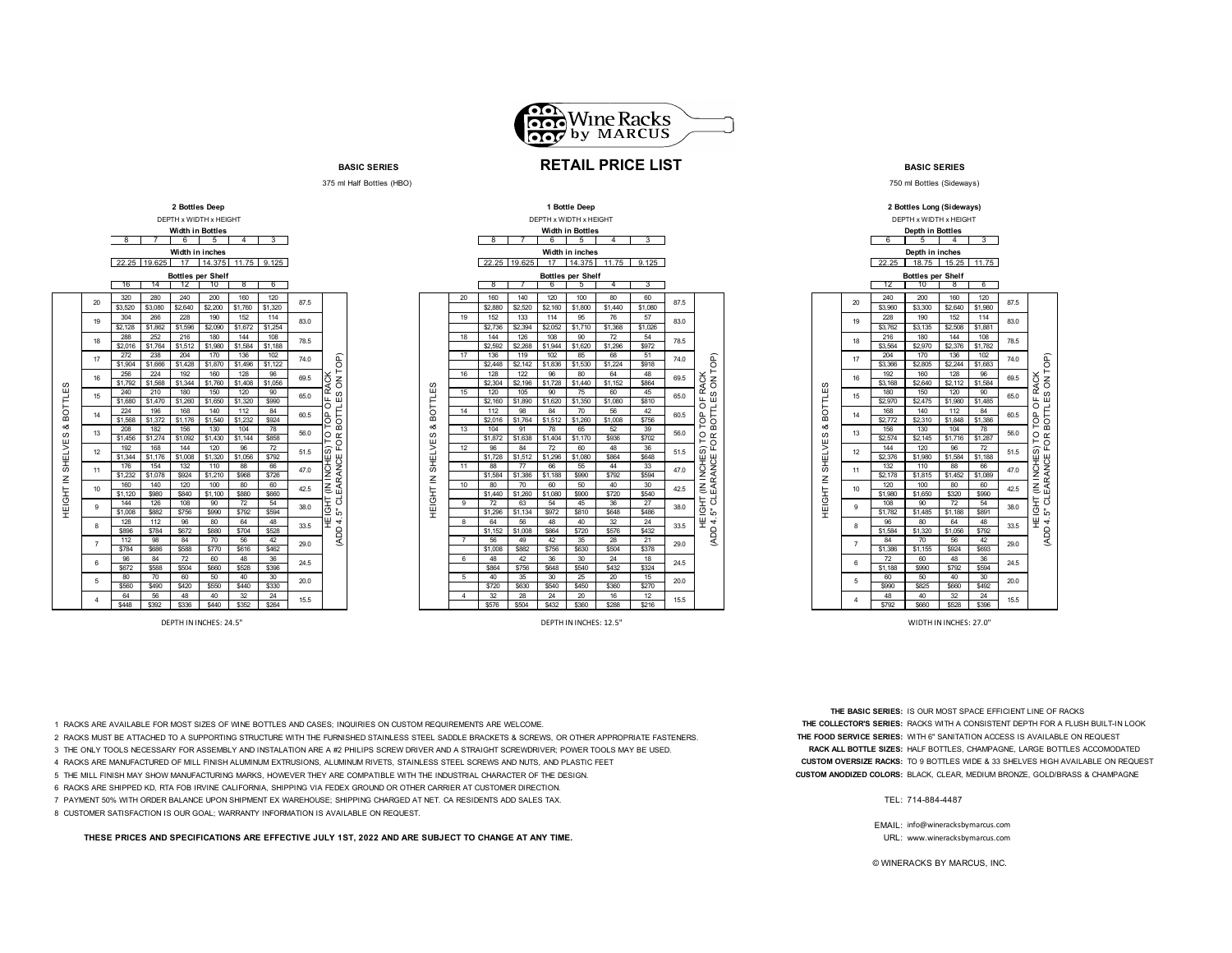Wine Racks by MARCUS

# RETAIL PRICE LIST

## BASIC SERIES

375 ml Half Bottles (HBO)

### 2 Bottles Deep

DEPTH x WIDTH x HEIGHT

| Height in Shelves | 8 | 7 | 6 | 5 | 4 | 3 | Height (in inches) to top of rack (add 4.5" clearance for bottles on top) |
|---|---|---|---|---|---|---|---|
| Width in inches | 22.25 | 19.625 | 17 | 14.375 | 11.75 | 9.125 | |
| Bottles per Shelf | 16 | 14 | 12 | 10 | 8 | 6 | |
| 20 | 320 / $3,520 | 280 / $3,080 | 240 / $2,640 | 200 / $2,200 | 160 / $1,760 | 120 / $1,320 | 87.5 |
| 19 | 304 / $2,128 | 266 / $1,862 | 228 / $1,596 | 190 / $2,090 | 152 / $1,672 | 114 / $1,254 | 83.0 |
| 18 | 288 / $2,016 | 252 / $1,764 | 216 / $1,512 | 180 / $1,980 | 144 / $1,584 | 108 / $1,188 | 78.5 |
| 17 | 272 / $1,904 | 238 / $1,666 | 204 / $1,428 | 170 / $1,870 | 136 / $1,496 | 102 / $1,122 | 74.0 |
| 16 | 256 / $1,792 | 224 / $1,568 | 192 / $1,344 | 160 / $1,760 | 128 / $1,408 | 96 / $1,056 | 69.5 |
| 15 | 240 / $1,680 | 210 / $1,470 | 180 / $1,260 | 150 / $1,650 | 120 / $1,320 | 90 / $990 | 65.0 |
| 14 | 224 / $1,568 | 196 / $1,372 | 168 / $1,176 | 140 / $1,540 | 112 / $1,232 | 84 / $924 | 60.5 |
| 13 | 208 / $1,456 | 182 / $1,274 | 156 / $1,092 | 130 / $1,430 | 104 / $1,144 | 78 / $858 | 56.0 |
| 12 | 192 / $1,344 | 168 / $1,176 | 144 / $1,008 | 120 / $1,320 | 96 / $1,056 | 72 / $792 | 51.5 |
| 11 | 176 / $1,232 | 154 / $1,078 | 132 / $924 | 110 / $1,210 | 88 / $968 | 66 / $726 | 47.0 |
| 10 | 160 / $1,120 | 140 / $980 | 120 / $840 | 100 / $1,100 | 80 / $880 | 60 / $660 | 42.5 |
| 9 | 144 / $1,008 | 126 / $882 | 108 / $756 | 90 / $990 | 72 / $792 | 54 / $594 | 38.0 |
| 8 | 128 / $896 | 112 / $784 | 96 / $672 | 80 / $880 | 64 / $704 | 48 / $528 | 33.5 |
| 7 | 112 / $784 | 98 / $686 | 84 / $588 | 70 / $770 | 56 / $616 | 42 / $462 | 29.0 |
| 6 | 96 / $672 | 84 / $588 | 72 / $504 | 60 / $660 | 48 / $528 | 36 / $396 | 24.5 |
| 5 | 80 / $560 | 70 / $490 | 60 / $420 | 50 / $550 | 40 / $440 | 30 / $330 | 20.0 |
| 4 | 64 / $448 | 56 / $392 | 48 / $336 | 40 / $440 | 32 / $352 | 24 / $264 | 15.5 |

DEPTH IN INCHES: 24.5"

### 1 Bottle Deep

DEPTH x WIDTH x HEIGHT

| Height in Shelves | 8 | 7 | 6 | 5 | 4 | 3 | Height (in inches) to top of rack (add 4.5" clearance for bottles on top) |
|---|---|---|---|---|---|---|---|
| Width in inches | 22.25 | 19.625 | 17 | 14.375 | 11.75 | 9.125 | |
| Bottles per Shelf | 8 | 7 | 6 | 5 | 4 | 3 | |
| 20 | 160 / $2,880 | 140 / $2,520 | 120 / $2,160 | 100 / $1,800 | 80 / $1,440 | 60 / $1,080 | 87.5 |
| 19 | 152 / $2,736 | 133 / $2,394 | 114 / $2,052 | 95 / $1,710 | 76 / $1,368 | 57 / $1,026 | 83.0 |
| 18 | 144 / $2,592 | 126 / $2,268 | 108 / $1,944 | 90 / $1,620 | 72 / $1,296 | 54 / $972 | 78.5 |
| 17 | 136 / $2,448 | 119 / $2,142 | 102 / $1,836 | 85 / $1,530 | 68 / $1,224 | 51 / $918 | 74.0 |
| 16 | 128 / $2,304 | 122 / $2,196 | 96 / $1,728 | 80 / $1,440 | 64 / $1,152 | 48 / $864 | 69.5 |
| 15 | 120 / $2,160 | 105 / $1,890 | 90 / $1,620 | 75 / $1,350 | 60 / $1,080 | 45 / $810 | 65.0 |
| 14 | 112 / $2,016 | 98 / $1,764 | 84 / $1,512 | 70 / $1,260 | 56 / $1,008 | 42 / $756 | 60.5 |
| 13 | 104 / $1,872 | 91 / $1,638 | 78 / $1,404 | 65 / $1,170 | 52 / $936 | 39 / $702 | 56.0 |
| 12 | 96 / $1,728 | 84 / $1,512 | 72 / $1,296 | 60 / $1,080 | 48 / $864 | 36 / $648 | 51.5 |
| 11 | 88 / $1,584 | 77 / $1,386 | 66 / $1,188 | 55 / $990 | 44 / $792 | 33 / $594 | 47.0 |
| 10 | 80 / $1,440 | 70 / $1,260 | 60 / $1,080 | 50 / $900 | 40 / $720 | 30 / $540 | 42.5 |
| 9 | 72 / $1,296 | 63 / $1,134 | 54 / $972 | 45 / $810 | 36 / $648 | 27 / $486 | 38.0 |
| 8 | 64 / $1,152 | 56 / $1,008 | 48 / $864 | 40 / $720 | 32 / $576 | 24 / $432 | 33.5 |
| 7 | 56 / $1,008 | 49 / $882 | 42 / $756 | 35 / $630 | 28 / $504 | 21 / $378 | 29.0 |
| 6 | 48 / $864 | 42 / $756 | 36 / $648 | 30 / $540 | 24 / $432 | 18 / $324 | 24.5 |
| 5 | 40 / $720 | 35 / $630 | 30 / $540 | 25 / $450 | 20 / $360 | 15 / $270 | 20.0 |
| 4 | 32 / $576 | 28 / $504 | 24 / $432 | 20 / $360 | 16 / $288 | 12 / $216 | 15.5 |

DEPTH IN INCHES: 12.5"

## BASIC SERIES

750 ml Bottles (Sideways)

### 2 Bottles Long (Sideways)

DEPTH x WIDTH x HEIGHT

| Height in Shelves | 6 | 5 | 4 | 3 | Height (in inches) to top of rack (add 4.5" clearance for bottles on top) |
|---|---|---|---|---|---|
| Depth in inches | 22.25 | 18.75 | 15.25 | 11.75 | |
| Bottles per Shelf | 12 | 10 | 8 | 6 | |
| 20 | 240 / $3,960 | 200 / $3,300 | 160 / $2,640 | 120 / $1,980 | 87.5 |
| 19 | 228 / $3,762 | 190 / $3,135 | 152 / $2,508 | 114 / $1,881 | 83.0 |
| 18 | 216 / $3,564 | 180 / $2,970 | 144 / $2,376 | 108 / $1,782 | 78.5 |
| 17 | 204 / $3,366 | 170 / $2,805 | 136 / $2,244 | 102 / $1,683 | 74.0 |
| 16 | 192 / $3,168 | 160 / $2,640 | 128 / $2,112 | 96 / $1,584 | 69.5 |
| 15 | 180 / $2,970 | 150 / $2,475 | 120 / $1,980 | 90 / $1,485 | 65.0 |
| 14 | 168 / $2,772 | 140 / $2,310 | 112 / $1,848 | 84 / $1,386 | 60.5 |
| 13 | 156 / $2,574 | 130 / $2,145 | 104 / $1,716 | 78 / $1,287 | 56.0 |
| 12 | 144 / $2,376 | 120 / $1,980 | 96 / $1,584 | 72 / $1,188 | 51.5 |
| 11 | 132 / $2,178 | 110 / $1,815 | 88 / $1,452 | 66 / $1,089 | 47.0 |
| 10 | 120 / $1,980 | 100 / $1,650 | 80 / $320 | 60 / $990 | 42.5 |
| 9 | 108 / $1,782 | 90 / $1,485 | 72 / $1,188 | 54 / $891 | 38.0 |
| 8 | 96 / $1,584 | 80 / $1,320 | 64 / $1,056 | 48 / $792 | 33.5 |
| 7 | 84 / $1,386 | 70 / $1,155 | 56 / $924 | 42 / $693 | 29.0 |
| 6 | 72 / $1,188 | 60 / $990 | 48 / $792 | 36 / $594 | 24.5 |
| 5 | 60 / $990 | 50 / $825 | 40 / $660 | 30 / $492 | 20.0 |
| 4 | 48 / $792 | 40 / $660 | 32 / $528 | 24 / $396 | 15.5 |

WIDTH IN INCHES: 27.0"

1 RACKS ARE AVAILABLE FOR MOST SIZES OF WINE BOTTLES AND CASES; INQUIRIES ON CUSTOM REQUIREMENTS ARE WELCOME.
2 RACKS MUST BE ATTACHED TO A SUPPORTING STRUCTURE WITH THE FURNISHED STAINLESS STEEL SADDLE BRACKETS & SCREWS, OR OTHER APPROPRIATE FASTENERS.
3 THE ONLY TOOLS NECESSARY FOR ASSEMBLY AND INSTALATION ARE A #2 PHILIPS SCREW DRIVER AND A STRAIGHT SCREWDRIVER; POWER TOOLS MAY BE USED.
4 RACKS ARE MANUFACTURED OF MILL FINISH ALUMINUM EXTRUSIONS, ALUMINUM RIVETS, STAINLESS STEEL SCREWS AND NUTS, AND PLASTIC FEET
5 THE MILL FINISH MAY SHOW MANUFACTURING MARKS, HOWEVER THEY ARE COMPATIBLE WITH THE INDUSTRIAL CHARACTER OF THE DESIGN.
6 RACKS ARE SHIPPED KD, RTA FOB IRVINE CALIFORNIA, SHIPPING VIA FEDEX GROUND OR OTHER CARRIER AT CUSTOMER DIRECTION.
7 PAYMENT 50% WITH ORDER BALANCE UPON SHIPMENT EX WAREHOUSE; SHIPPING CHARGED AT NET. CA RESIDENTS ADD SALES TAX.
8 CUSTOMER SATISFACTION IS OUR GOAL; WARRANTY INFORMATION IS AVAILABLE ON REQUEST.

**THESE PRICES AND SPECIFICATIONS ARE EFFECTIVE JULY 1ST, 2022 AND ARE SUBJECT TO CHANGE AT ANY TIME.**

**THE BASIC SERIES:** IS OUR MOST SPACE EFFICIENT LINE OF RACKS
**THE COLLECTOR'S SERIES:** RACKS WITH A CONSISTENT DEPTH FOR A FLUSH BUILT-IN LOOK
**THE FOOD SERVICE SERIES:** WITH 6" SANITATION ACCESS IS AVAILABLE ON REQUEST
**RACK ALL BOTTLE SIZES:** HALF BOTTLES, CHAMPAGNE, LARGE BOTTLES ACCOMODATED
**CUSTOM OVERSIZE RACKS:** TO 9 BOTTLES WIDE & 33 SHELVES HIGH AVAILABLE ON REQUEST
**CUSTOM ANODIZED COLORS:** BLACK, CLEAR, MEDIUM BRONZE, GOLD/BRASS & CHAMPAGNE

TEL: 714-884-4487

EMAIL: info@wineracksbymarcus.com
URL: www.wineracksbymarcus.com

© WINERACKS BY MARCUS, INC.